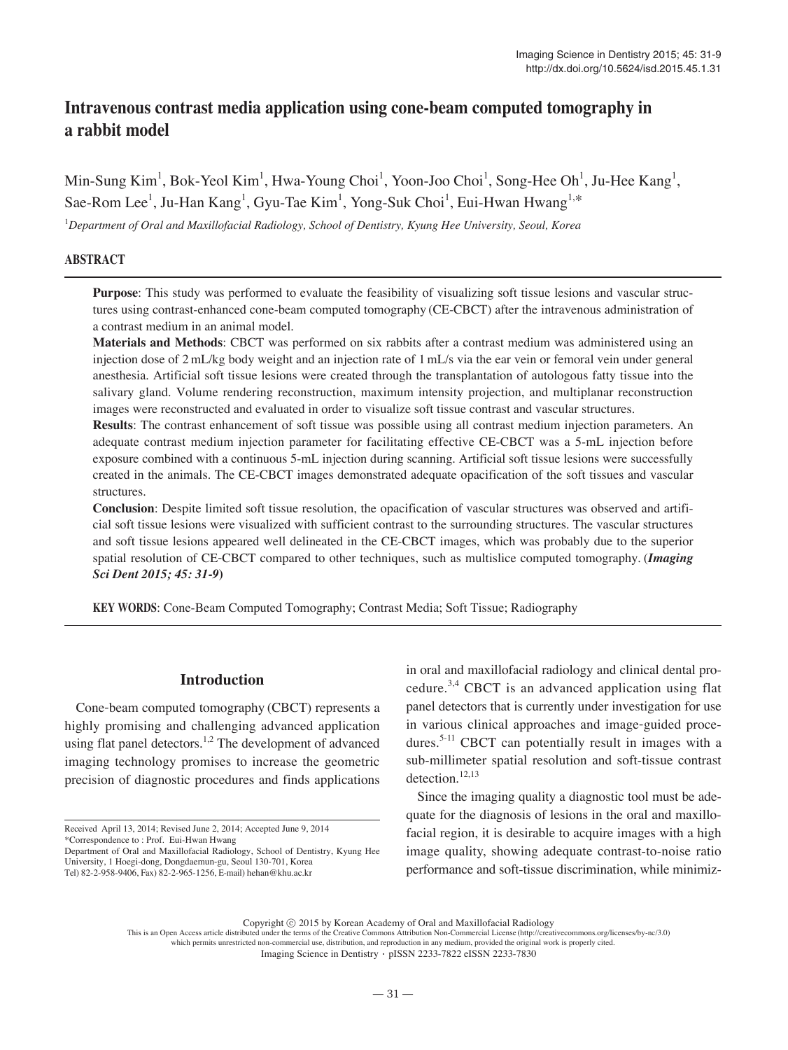# Intravenous contrast media application using cone-beam computed tomography in a rabbit model

Min-Sung Kim[1], Bok-Yeol Kim[1], Hwa-Young Choi[1], Yoon-Joo Choi[1], Song-Hee Oh[1], Ju-Hee Kang[1], Sae-Rom Lee[1], Ju-Han Kang[1], Gyu-Tae Kim[1], Yong-Suk Choi[1], Eui-Hwan Hwang[1,*]

[1]*Department of Oral and Maxillofacial Radiology, School of Dentistry, Kyung Hee University, Seoul, Korea*

## ABSTRACT

**Purpose**: This study was performed to evaluate the feasibility of visualizing soft tissue lesions and vascular structures using contrast-enhanced cone-beam computed tomography (CE-CBCT) after the intravenous administration of a contrast medium in an animal model.

**Materials and Methods**: CBCT was performed on six rabbits after a contrast medium was administered using an injection dose of 2 mL/kg body weight and an injection rate of 1 mL/s via the ear vein or femoral vein under general anesthesia. Artificial soft tissue lesions were created through the transplantation of autologous fatty tissue into the salivary gland. Volume rendering reconstruction, maximum intensity projection, and multiplanar reconstruction images were reconstructed and evaluated in order to visualize soft tissue contrast and vascular structures.

**Results**: The contrast enhancement of soft tissue was possible using all contrast medium injection parameters. An adequate contrast medium injection parameter for facilitating effective CE-CBCT was a 5-mL injection before exposure combined with a continuous 5-mL injection during scanning. Artificial soft tissue lesions were successfully created in the animals. The CE-CBCT images demonstrated adequate opacification of the soft tissues and vascular structures.

**Conclusion**: Despite limited soft tissue resolution, the opacification of vascular structures was observed and artificial soft tissue lesions were visualized with sufficient contrast to the surrounding structures. The vascular structures and soft tissue lesions appeared well delineated in the CE-CBCT images, which was probably due to the superior spatial resolution of CE-CBCT compared to other techniques, such as multislice computed tomography. (***Imaging Sci Dent 2015; 45: 31-9***)

**KEY WORDS**: Cone-Beam Computed Tomography; Contrast Media; Soft Tissue; Radiography

## Introduction

Cone-beam computed tomography (CBCT) represents a highly promising and challenging advanced application using flat panel detectors.[1,2] The development of advanced imaging technology promises to increase the geometric precision of diagnostic procedures and finds applications in oral and maxillofacial radiology and clinical dental procedure.[3,4] CBCT is an advanced application using flat panel detectors that is currently under investigation for use in various clinical approaches and image-guided procedures.[5-11] CBCT can potentially result in images with a sub-millimeter spatial resolution and soft-tissue contrast detection.[12,13]

Since the imaging quality a diagnostic tool must be adequate for the diagnosis of lesions in the oral and maxillofacial region, it is desirable to acquire images with a high image quality, showing adequate contrast-to-noise ratio performance and soft-tissue discrimination, while minimiz-

Received April 13, 2014; Revised June 2, 2014; Accepted June 9, 2014
*Correspondence to : Prof. Eui-Hwan Hwang
Department of Oral and Maxillofacial Radiology, School of Dentistry, Kyung Hee University, 1 Hoegi-dong, Dongdaemun-gu, Seoul 130-701, Korea
Tel) 82-2-958-9406, Fax) 82-2-965-1256, E-mail) hehan@khu.ac.kr

Copyright ⓒ 2015 by Korean Academy of Oral and Maxillofacial Radiology
This is an Open Access article distributed under the terms of the Creative Commons Attribution Non-Commercial License (http://creativecommons.org/licenses/by-nc/3.0) which permits unrestricted non-commercial use, distribution, and reproduction in any medium, provided the original work is properly cited.
Imaging Science in Dentistry · pISSN 2233-7822 eISSN 2233-7830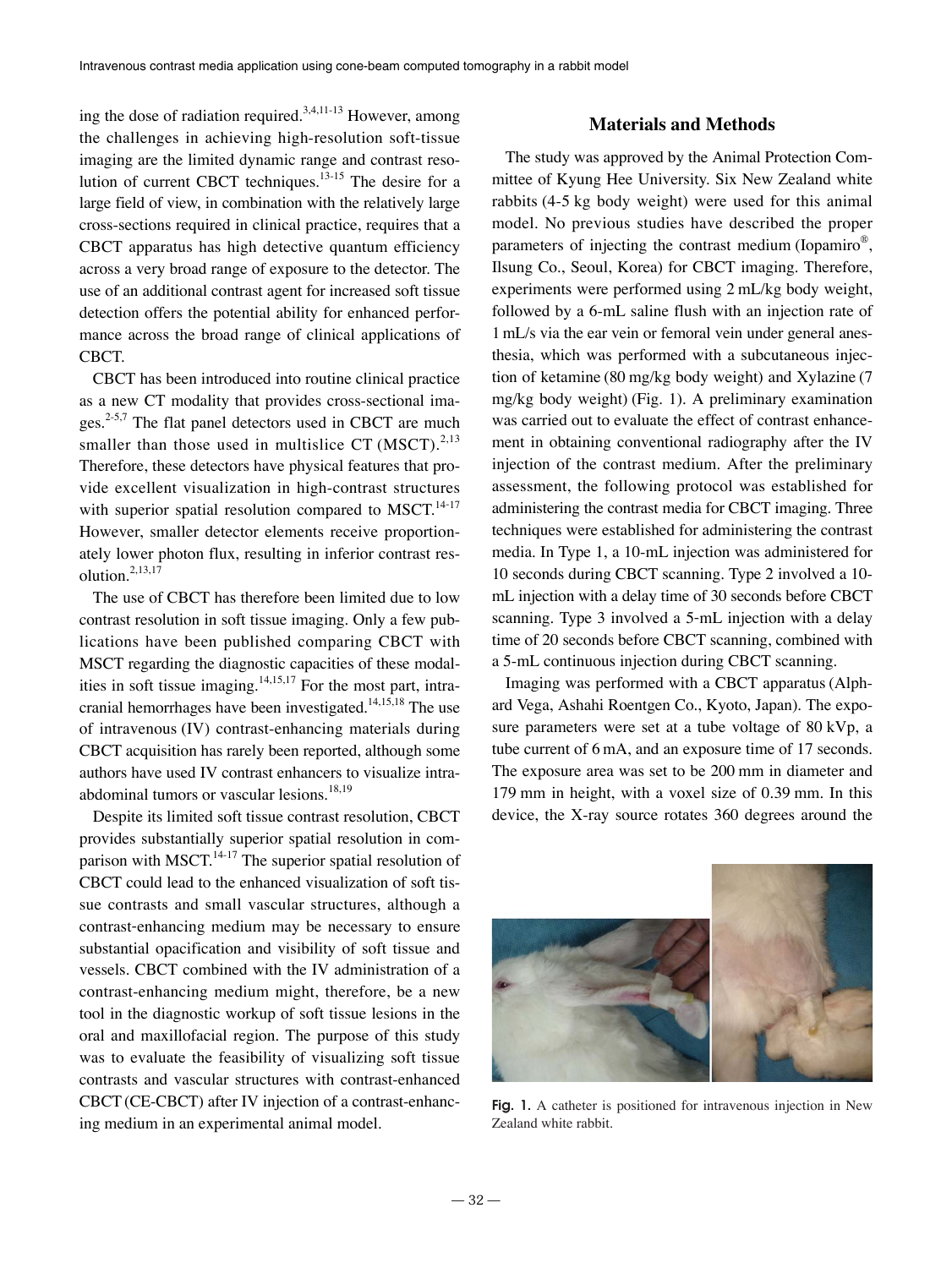ing the dose of radiation required.[3,4,11-13] However, among the challenges in achieving high-resolution soft-tissue imaging are the limited dynamic range and contrast resolution of current CBCT techniques.[13-15] The desire for a large field of view, in combination with the relatively large cross-sections required in clinical practice, requires that a CBCT apparatus has high detective quantum efficiency across a very broad range of exposure to the detector. The use of an additional contrast agent for increased soft tissue detection offers the potential ability for enhanced performance across the broad range of clinical applications of CBCT.

CBCT has been introduced into routine clinical practice as a new CT modality that provides cross-sectional images.[2-5,7] The flat panel detectors used in CBCT are much smaller than those used in multislice CT (MSCT).[2,13] Therefore, these detectors have physical features that provide excellent visualization in high-contrast structures with superior spatial resolution compared to MSCT.[14-17] However, smaller detector elements receive proportionately lower photon flux, resulting in inferior contrast resolution.[2,13,17]

The use of CBCT has therefore been limited due to low contrast resolution in soft tissue imaging. Only a few publications have been published comparing CBCT with MSCT regarding the diagnostic capacities of these modalities in soft tissue imaging.[14,15,17] For the most part, intracranial hemorrhages have been investigated.[14,15,18] The use of intravenous (IV) contrast-enhancing materials during CBCT acquisition has rarely been reported, although some authors have used IV contrast enhancers to visualize intra-abdominal tumors or vascular lesions.[18,19]

Despite its limited soft tissue contrast resolution, CBCT provides substantially superior spatial resolution in comparison with MSCT.[14-17] The superior spatial resolution of CBCT could lead to the enhanced visualization of soft tissue contrasts and small vascular structures, although a contrast-enhancing medium may be necessary to ensure substantial opacification and visibility of soft tissue and vessels. CBCT combined with the IV administration of a contrast-enhancing medium might, therefore, be a new tool in the diagnostic workup of soft tissue lesions in the oral and maxillofacial region. The purpose of this study was to evaluate the feasibility of visualizing soft tissue contrasts and vascular structures with contrast-enhanced CBCT (CE-CBCT) after IV injection of a contrast-enhancing medium in an experimental animal model.

## Materials and Methods

The study was approved by the Animal Protection Committee of Kyung Hee University. Six New Zealand white rabbits (4-5 kg body weight) were used for this animal model. No previous studies have described the proper parameters of injecting the contrast medium (Iopamiro®, Ilsung Co., Seoul, Korea) for CBCT imaging. Therefore, experiments were performed using 2 mL/kg body weight, followed by a 6-mL saline flush with an injection rate of 1 mL/s via the ear vein or femoral vein under general anesthesia, which was performed with a subcutaneous injection of ketamine (80 mg/kg body weight) and Xylazine (7 mg/kg body weight) (Fig. 1). A preliminary examination was carried out to evaluate the effect of contrast enhancement in obtaining conventional radiography after the IV injection of the contrast medium. After the preliminary assessment, the following protocol was established for administering the contrast media for CBCT imaging. Three techniques were established for administering the contrast media. In Type 1, a 10-mL injection was administered for 10 seconds during CBCT scanning. Type 2 involved a 10-mL injection with a delay time of 30 seconds before CBCT scanning. Type 3 involved a 5-mL injection with a delay time of 20 seconds before CBCT scanning, combined with a 5-mL continuous injection during CBCT scanning.

Imaging was performed with a CBCT apparatus (Alphard Vega, Ashahi Roentgen Co., Kyoto, Japan). The exposure parameters were set at a tube voltage of 80 kVp, a tube current of 6 mA, and an exposure time of 17 seconds. The exposure area was set to be 200 mm in diameter and 179 mm in height, with a voxel size of 0.39 mm. In this device, the X-ray source rotates 360 degrees around the

Fig. 1. A catheter is positioned for intravenous injection in New Zealand white rabbit.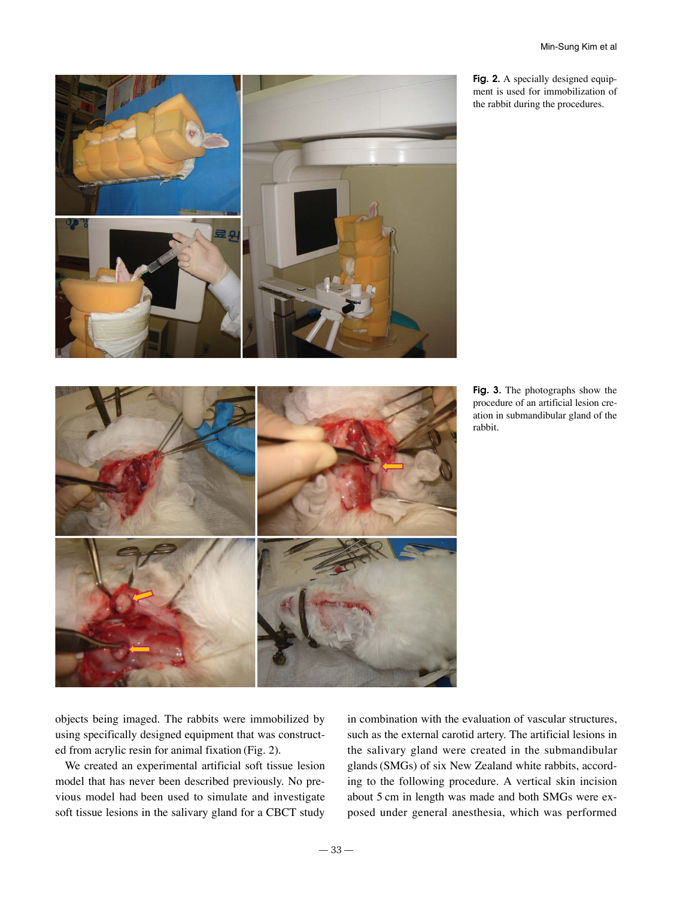Fig. 2. A specially designed equipment is used for immobilization of the rabbit during the procedures.

Fig. 3. The photographs show the procedure of an artificial lesion creation in submandibular gland of the rabbit.

objects being imaged. The rabbits were immobilized by using specifically designed equipment that was constructed from acrylic resin for animal fixation (Fig. 2).

We created an experimental artificial soft tissue lesion model that has never been described previously. No previous model had been used to simulate and investigate soft tissue lesions in the salivary gland for a CBCT study in combination with the evaluation of vascular structures, such as the external carotid artery. The artificial lesions in the salivary gland were created in the submandibular glands (SMGs) of six New Zealand white rabbits, according to the following procedure. A vertical skin incision about 5 cm in length was made and both SMGs were exposed under general anesthesia, which was performed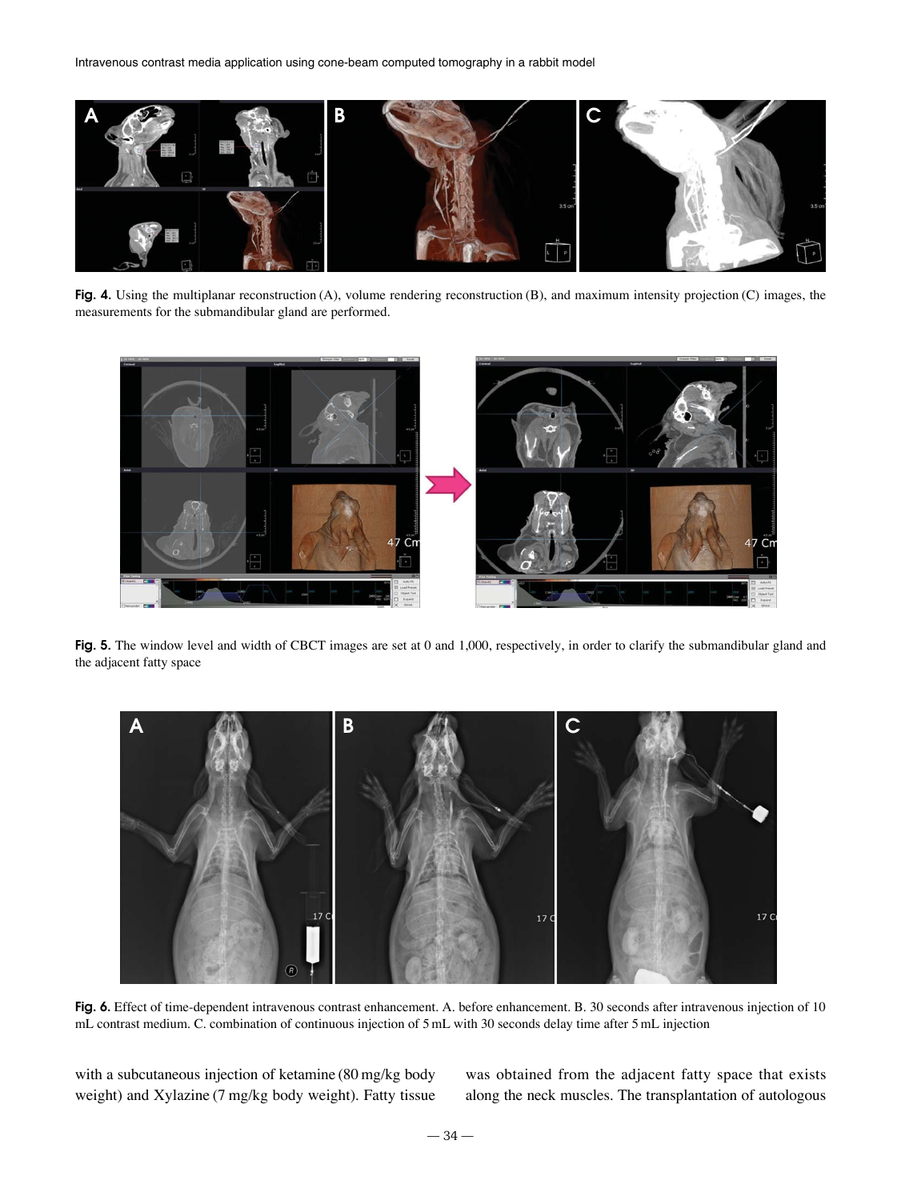**Fig. 4.** Using the multiplanar reconstruction (A), volume rendering reconstruction (B), and maximum intensity projection (C) images, the measurements for the submandibular gland are performed.

**Fig. 5.** The window level and width of CBCT images are set at 0 and 1,000, respectively, in order to clarify the submandibular gland and the adjacent fatty space

**Fig. 6.** Effect of time-dependent intravenous contrast enhancement. A. before enhancement. B. 30 seconds after intravenous injection of 10 mL contrast medium. C. combination of continuous injection of 5 mL with 30 seconds delay time after 5 mL injection

with a subcutaneous injection of ketamine (80 mg/kg body weight) and Xylazine (7 mg/kg body weight). Fatty tissue was obtained from the adjacent fatty space that exists along the neck muscles. The transplantation of autologous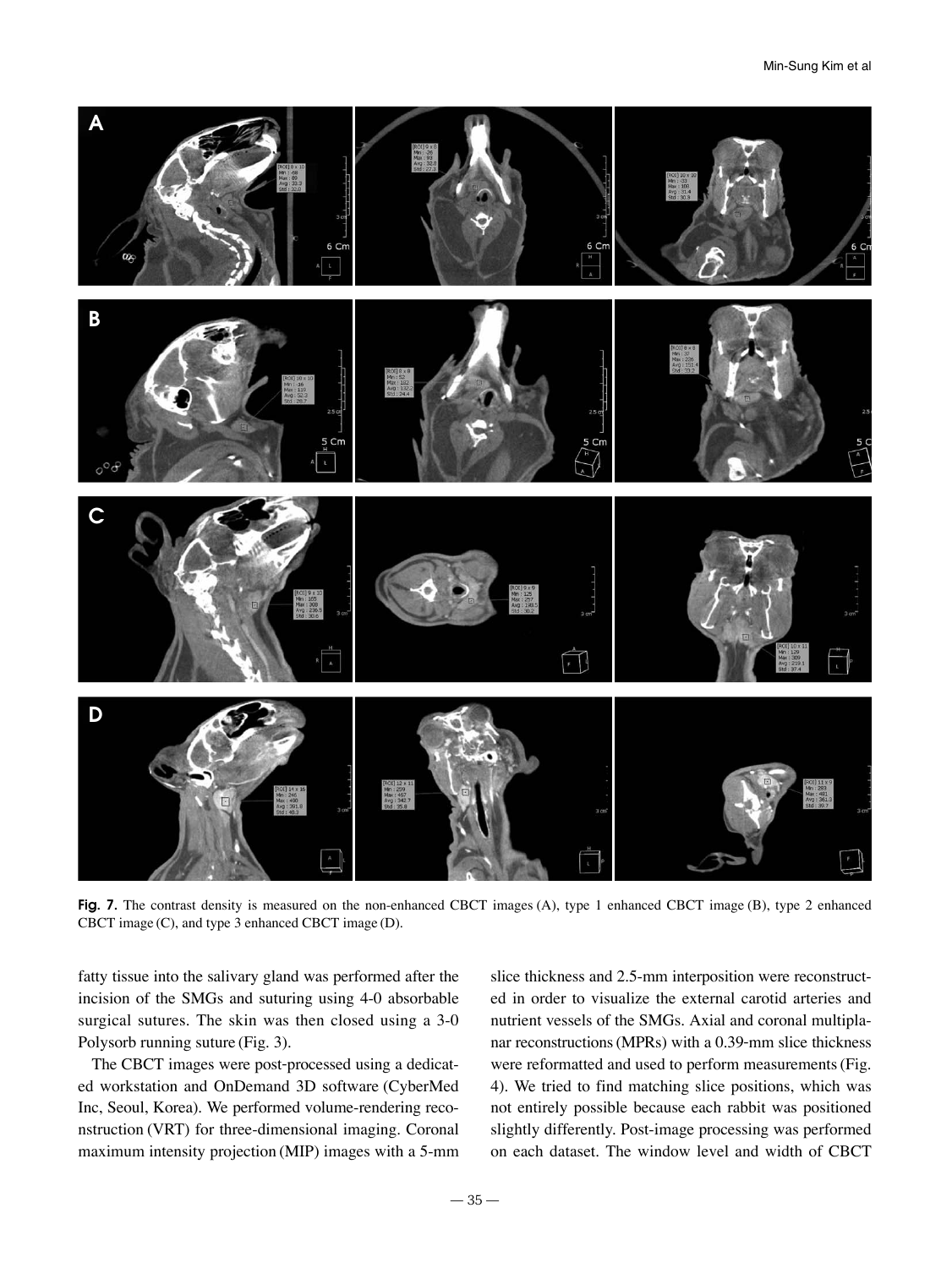**Fig. 7.** The contrast density is measured on the non-enhanced CBCT images (A), type 1 enhanced CBCT image (B), type 2 enhanced CBCT image (C), and type 3 enhanced CBCT image (D).

fatty tissue into the salivary gland was performed after the incision of the SMGs and suturing using 4-0 absorbable surgical sutures. The skin was then closed using a 3-0 Polysorb running suture (Fig. 3).

The CBCT images were post-processed using a dedicated workstation and OnDemand 3D software (CyberMed Inc, Seoul, Korea). We performed volume-rendering reconstruction (VRT) for three-dimensional imaging. Coronal maximum intensity projection (MIP) images with a 5-mm slice thickness and 2.5-mm interposition were reconstructed in order to visualize the external carotid arteries and nutrient vessels of the SMGs. Axial and coronal multiplanar reconstructions (MPRs) with a 0.39-mm slice thickness were reformatted and used to perform measurements (Fig. 4). We tried to find matching slice positions, which was not entirely possible because each rabbit was positioned slightly differently. Post-image processing was performed on each dataset. The window level and width of CBCT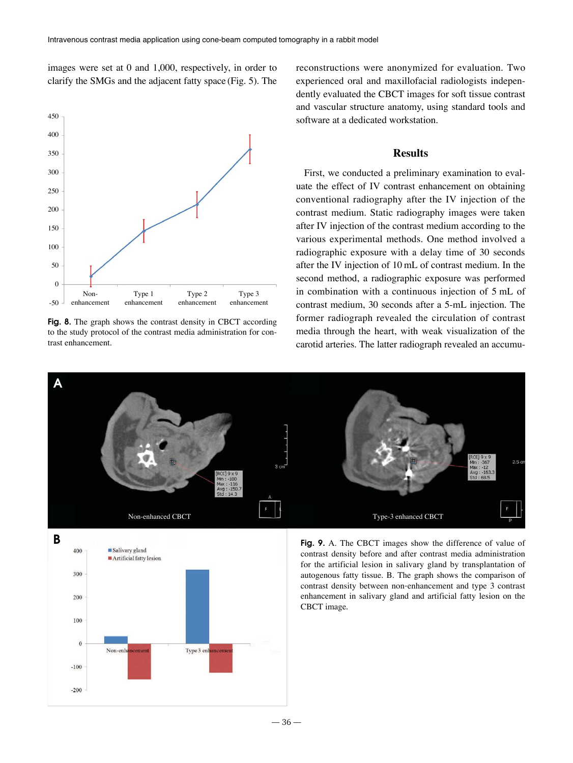images were set at 0 and 1,000, respectively, in order to clarify the SMGs and the adjacent fatty space (Fig. 5). The reconstructions were anonymized for evaluation. Two experienced oral and maxillofacial radiologists independently evaluated the CBCT images for soft tissue contrast and vascular structure anatomy, using standard tools and software at a dedicated workstation.

Fig. 8. The graph shows the contrast density in CBCT according to the study protocol of the contrast media administration for contrast enhancement.

## Results

First, we conducted a preliminary examination to evaluate the effect of IV contrast enhancement on obtaining conventional radiography after the IV injection of the contrast medium. Static radiography images were taken after IV injection of the contrast medium according to the various experimental methods. One method involved a radiographic exposure with a delay time of 30 seconds after the IV injection of 10 mL of contrast medium. In the second method, a radiographic exposure was performed in combination with a continuous injection of 5 mL of contrast medium, 30 seconds after a 5-mL injection. The former radiograph revealed the circulation of contrast media through the heart, with weak visualization of the carotid arteries. The latter radiograph revealed an accumu-

Fig. 9. A. The CBCT images show the difference of value of contrast density before and after contrast media administration for the artificial lesion in salivary gland by transplantation of autogenous fatty tissue. B. The graph shows the comparison of contrast density between non-enhancement and type 3 contrast enhancement in salivary gland and artificial fatty lesion on the CBCT image.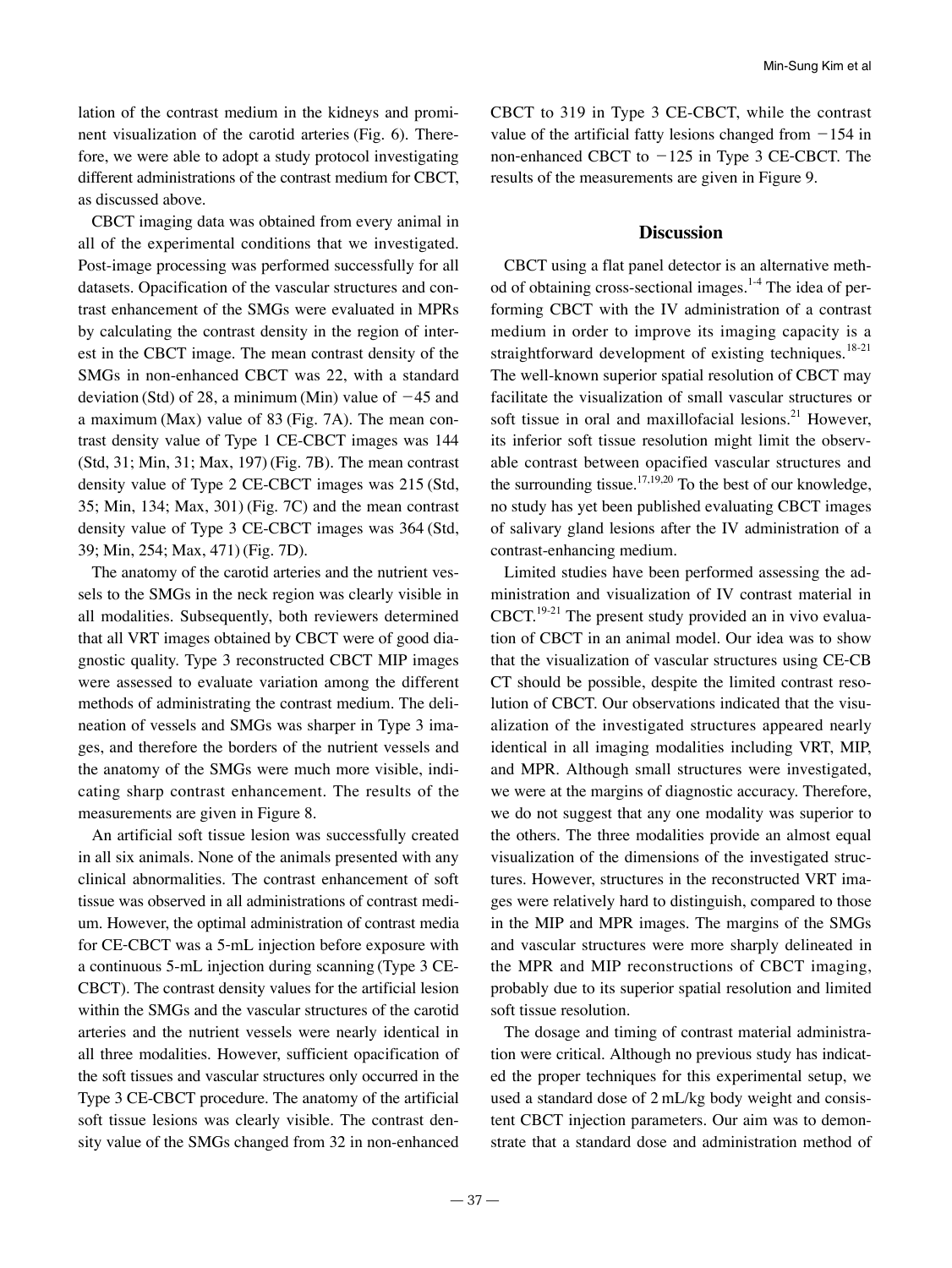lation of the contrast medium in the kidneys and prominent visualization of the carotid arteries (Fig. 6). Therefore, we were able to adopt a study protocol investigating different administrations of the contrast medium for CBCT, as discussed above.

CBCT imaging data was obtained from every animal in all of the experimental conditions that we investigated. Post-image processing was performed successfully for all datasets. Opacification of the vascular structures and contrast enhancement of the SMGs were evaluated in MPRs by calculating the contrast density in the region of interest in the CBCT image. The mean contrast density of the SMGs in non-enhanced CBCT was 22, with a standard deviation (Std) of 28, a minimum (Min) value of −45 and a maximum (Max) value of 83 (Fig. 7A). The mean contrast density value of Type 1 CE-CBCT images was 144 (Std, 31; Min, 31; Max, 197) (Fig. 7B). The mean contrast density value of Type 2 CE-CBCT images was 215 (Std, 35; Min, 134; Max, 301) (Fig. 7C) and the mean contrast density value of Type 3 CE-CBCT images was 364 (Std, 39; Min, 254; Max, 471) (Fig. 7D).

The anatomy of the carotid arteries and the nutrient vessels to the SMGs in the neck region was clearly visible in all modalities. Subsequently, both reviewers determined that all VRT images obtained by CBCT were of good diagnostic quality. Type 3 reconstructed CBCT MIP images were assessed to evaluate variation among the different methods of administrating the contrast medium. The delineation of vessels and SMGs was sharper in Type 3 images, and therefore the borders of the nutrient vessels and the anatomy of the SMGs were much more visible, indicating sharp contrast enhancement. The results of the measurements are given in Figure 8.

An artificial soft tissue lesion was successfully created in all six animals. None of the animals presented with any clinical abnormalities. The contrast enhancement of soft tissue was observed in all administrations of contrast medium. However, the optimal administration of contrast media for CE-CBCT was a 5-mL injection before exposure with a continuous 5-mL injection during scanning (Type 3 CE-CBCT). The contrast density values for the artificial lesion within the SMGs and the vascular structures of the carotid arteries and the nutrient vessels were nearly identical in all three modalities. However, sufficient opacification of the soft tissues and vascular structures only occurred in the Type 3 CE-CBCT procedure. The anatomy of the artificial soft tissue lesions was clearly visible. The contrast density value of the SMGs changed from 32 in non-enhanced CBCT to 319 in Type 3 CE-CBCT, while the contrast value of the artificial fatty lesions changed from −154 in non-enhanced CBCT to −125 in Type 3 CE-CBCT. The results of the measurements are given in Figure 9.

## Discussion

CBCT using a flat panel detector is an alternative method of obtaining cross-sectional images.[1-4] The idea of performing CBCT with the IV administration of a contrast medium in order to improve its imaging capacity is a straightforward development of existing techniques.[18-21] The well-known superior spatial resolution of CBCT may facilitate the visualization of small vascular structures or soft tissue in oral and maxillofacial lesions.[21] However, its inferior soft tissue resolution might limit the observable contrast between opacified vascular structures and the surrounding tissue.[17,19,20] To the best of our knowledge, no study has yet been published evaluating CBCT images of salivary gland lesions after the IV administration of a contrast-enhancing medium.

Limited studies have been performed assessing the administration and visualization of IV contrast material in CBCT.[19-21] The present study provided an in vivo evaluation of CBCT in an animal model. Our idea was to show that the visualization of vascular structures using CE-CBCT should be possible, despite the limited contrast resolution of CBCT. Our observations indicated that the visualization of the investigated structures appeared nearly identical in all imaging modalities including VRT, MIP, and MPR. Although small structures were investigated, we were at the margins of diagnostic accuracy. Therefore, we do not suggest that any one modality was superior to the others. The three modalities provide an almost equal visualization of the dimensions of the investigated structures. However, structures in the reconstructed VRT images were relatively hard to distinguish, compared to those in the MIP and MPR images. The margins of the SMGs and vascular structures were more sharply delineated in the MPR and MIP reconstructions of CBCT imaging, probably due to its superior spatial resolution and limited soft tissue resolution.

The dosage and timing of contrast material administration were critical. Although no previous study has indicated the proper techniques for this experimental setup, we used a standard dose of 2 mL/kg body weight and consistent CBCT injection parameters. Our aim was to demonstrate that a standard dose and administration method of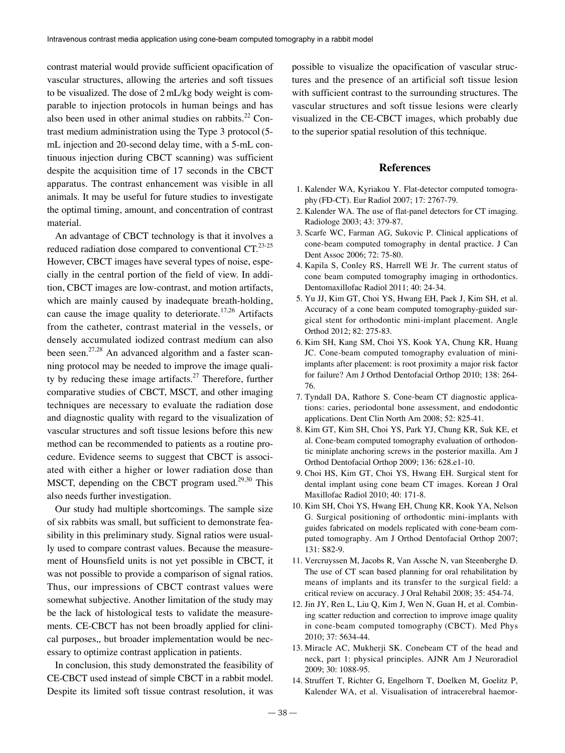contrast material would provide sufficient opacification of vascular structures, allowing the arteries and soft tissues to be visualized. The dose of 2 mL/kg body weight is comparable to injection protocols in human beings and has also been used in other animal studies on rabbits.[22] Contrast medium administration using the Type 3 protocol (5-mL injection and 20-second delay time, with a 5-mL continuous injection during CBCT scanning) was sufficient despite the acquisition time of 17 seconds in the CBCT apparatus. The contrast enhancement was visible in all animals. It may be useful for future studies to investigate the optimal timing, amount, and concentration of contrast material.

An advantage of CBCT technology is that it involves a reduced radiation dose compared to conventional CT.[23-25] However, CBCT images have several types of noise, especially in the central portion of the field of view. In addition, CBCT images are low-contrast, and motion artifacts, which are mainly caused by inadequate breath-holding, can cause the image quality to deteriorate.[17,26] Artifacts from the catheter, contrast material in the vessels, or densely accumulated iodized contrast medium can also been seen.[27,28] An advanced algorithm and a faster scanning protocol may be needed to improve the image quality by reducing these image artifacts.[27] Therefore, further comparative studies of CBCT, MSCT, and other imaging techniques are necessary to evaluate the radiation dose and diagnostic quality with regard to the visualization of vascular structures and soft tissue lesions before this new method can be recommended to patients as a routine procedure. Evidence seems to suggest that CBCT is associated with either a higher or lower radiation dose than MSCT, depending on the CBCT program used.[29,30] This also needs further investigation.

Our study had multiple shortcomings. The sample size of six rabbits was small, but sufficient to demonstrate feasibility in this preliminary study. Signal ratios were usually used to compare contrast values. Because the measurement of Hounsfield units is not yet possible in CBCT, it was not possible to provide a comparison of signal ratios. Thus, our impressions of CBCT contrast values were somewhat subjective. Another limitation of the study may be the lack of histological tests to validate the measurements. CE-CBCT has not been broadly applied for clinical purposes,, but broader implementation would be necessary to optimize contrast application in patients.

In conclusion, this study demonstrated the feasibility of CE-CBCT used instead of simple CBCT in a rabbit model. Despite its limited soft tissue contrast resolution, it was possible to visualize the opacification of vascular structures and the presence of an artificial soft tissue lesion with sufficient contrast to the surrounding structures. The vascular structures and soft tissue lesions were clearly visualized in the CE-CBCT images, which probably due to the superior spatial resolution of this technique.

## References

1. Kalender WA, Kyriakou Y. Flat-detector computed tomography (FD-CT). Eur Radiol 2007; 17: 2767-79.
2. Kalender WA. The use of flat-panel detectors for CT imaging. Radiologe 2003; 43: 379-87.
3. Scarfe WC, Farman AG, Sukovic P. Clinical applications of cone-beam computed tomography in dental practice. J Can Dent Assoc 2006; 72: 75-80.
4. Kapila S, Conley RS, Harrell WE Jr. The current status of cone beam computed tomography imaging in orthodontics. Dentomaxillofac Radiol 2011; 40: 24-34.
5. Yu JJ, Kim GT, Choi YS, Hwang EH, Paek J, Kim SH, et al. Accuracy of a cone beam computed tomography-guided surgical stent for orthodontic mini-implant placement. Angle Orthod 2012; 82: 275-83.
6. Kim SH, Kang SM, Choi YS, Kook YA, Chung KR, Huang JC. Cone-beam computed tomography evaluation of mini-implants after placement: is root proximity a major risk factor for failure? Am J Orthod Dentofacial Orthop 2010; 138: 264-76.
7. Tyndall DA, Rathore S. Cone-beam CT diagnostic applications: caries, periodontal bone assessment, and endodontic applications. Dent Clin North Am 2008; 52: 825-41.
8. Kim GT, Kim SH, Choi YS, Park YJ, Chung KR, Suk KE, et al. Cone-beam computed tomography evaluation of orthodontic miniplate anchoring screws in the posterior maxilla. Am J Orthod Dentofacial Orthop 2009; 136: 628.e1-10.
9. Choi HS, Kim GT, Choi YS, Hwang EH. Surgical stent for dental implant using cone beam CT images. Korean J Oral Maxillofac Radiol 2010; 40: 171-8.
10. Kim SH, Choi YS, Hwang EH, Chung KR, Kook YA, Nelson G. Surgical positioning of orthodontic mini-implants with guides fabricated on models replicated with cone-beam computed tomography. Am J Orthod Dentofacial Orthop 2007; 131: S82-9.
11. Vercruyssen M, Jacobs R, Van Assche N, van Steenberghe D. The use of CT scan based planning for oral rehabilitation by means of implants and its transfer to the surgical field: a critical review on accuracy. J Oral Rehabil 2008; 35: 454-74.
12. Jin JY, Ren L, Liu Q, Kim J, Wen N, Guan H, et al. Combining scatter reduction and correction to improve image quality in cone-beam computed tomography (CBCT). Med Phys 2010; 37: 5634-44.
13. Miracle AC, Mukherji SK. Conebeam CT of the head and neck, part 1: physical principles. AJNR Am J Neuroradiol 2009; 30: 1088-95.
14. Struffert T, Richter G, Engelhorn T, Doelken M, Goelitz P, Kalender WA, et al. Visualisation of intracerebral haemor-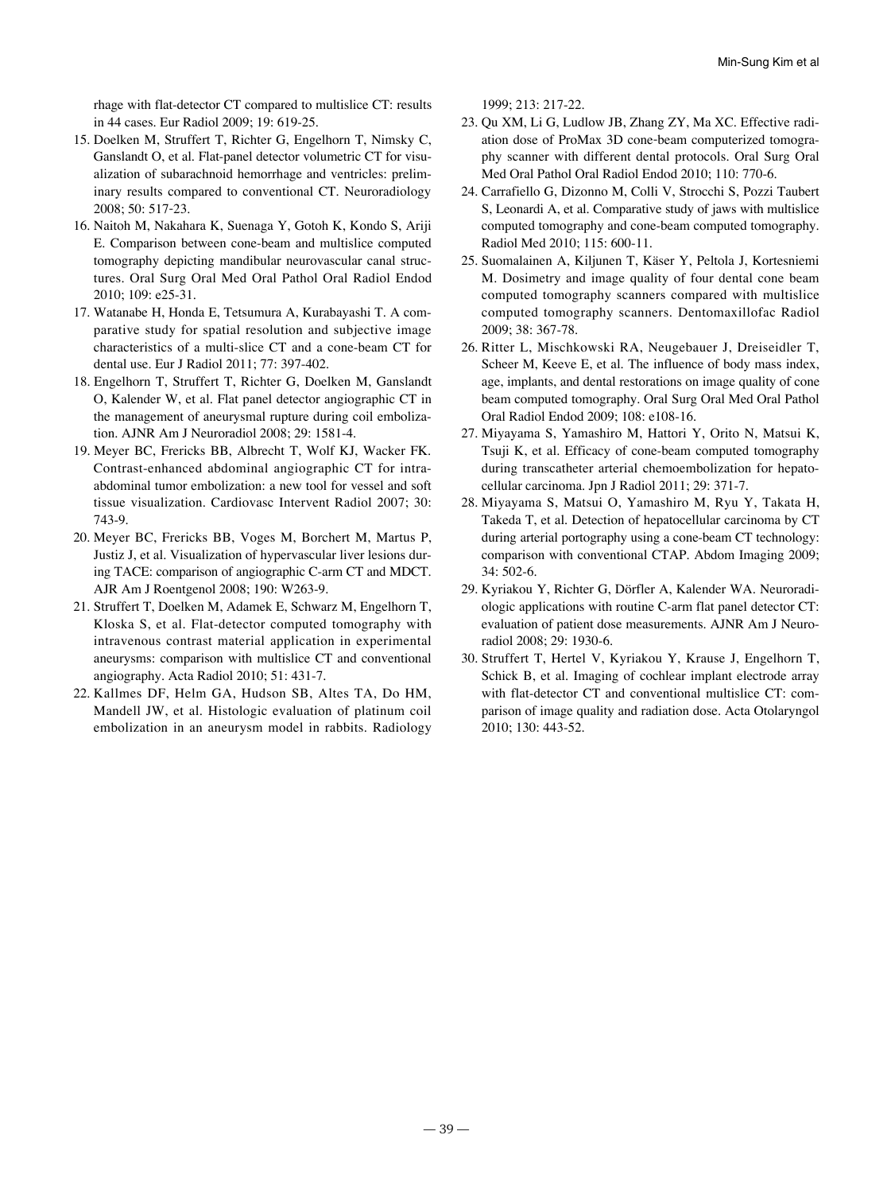rhage with flat-detector CT compared to multislice CT: results in 44 cases. Eur Radiol 2009; 19: 619-25.

15. Doelken M, Struffert T, Richter G, Engelhorn T, Nimsky C, Ganslandt O, et al. Flat-panel detector volumetric CT for visualization of subarachnoid hemorrhage and ventricles: preliminary results compared to conventional CT. Neuroradiology 2008; 50: 517-23.
16. Naitoh M, Nakahara K, Suenaga Y, Gotoh K, Kondo S, Ariji E. Comparison between cone-beam and multislice computed tomography depicting mandibular neurovascular canal structures. Oral Surg Oral Med Oral Pathol Oral Radiol Endod 2010; 109: e25-31.
17. Watanabe H, Honda E, Tetsumura A, Kurabayashi T. A comparative study for spatial resolution and subjective image characteristics of a multi-slice CT and a cone-beam CT for dental use. Eur J Radiol 2011; 77: 397-402.
18. Engelhorn T, Struffert T, Richter G, Doelken M, Ganslandt O, Kalender W, et al. Flat panel detector angiographic CT in the management of aneurysmal rupture during coil embolization. AJNR Am J Neuroradiol 2008; 29: 1581-4.
19. Meyer BC, Frericks BB, Albrecht T, Wolf KJ, Wacker FK. Contrast-enhanced abdominal angiographic CT for intra-abdominal tumor embolization: a new tool for vessel and soft tissue visualization. Cardiovasc Intervent Radiol 2007; 30: 743-9.
20. Meyer BC, Frericks BB, Voges M, Borchert M, Martus P, Justiz J, et al. Visualization of hypervascular liver lesions during TACE: comparison of angiographic C-arm CT and MDCT. AJR Am J Roentgenol 2008; 190: W263-9.
21. Struffert T, Doelken M, Adamek E, Schwarz M, Engelhorn T, Kloska S, et al. Flat-detector computed tomography with intravenous contrast material application in experimental aneurysms: comparison with multislice CT and conventional angiography. Acta Radiol 2010; 51: 431-7.
22. Kallmes DF, Helm GA, Hudson SB, Altes TA, Do HM, Mandell JW, et al. Histologic evaluation of platinum coil embolization in an aneurysm model in rabbits. Radiology 1999; 213: 217-22.
23. Qu XM, Li G, Ludlow JB, Zhang ZY, Ma XC. Effective radiation dose of ProMax 3D cone-beam computerized tomography scanner with different dental protocols. Oral Surg Oral Med Oral Pathol Oral Radiol Endod 2010; 110: 770-6.
24. Carrafiello G, Dizonno M, Colli V, Strocchi S, Pozzi Taubert S, Leonardi A, et al. Comparative study of jaws with multislice computed tomography and cone-beam computed tomography. Radiol Med 2010; 115: 600-11.
25. Suomalainen A, Kiljunen T, Käser Y, Peltola J, Kortesniemi M. Dosimetry and image quality of four dental cone beam computed tomography scanners compared with multislice computed tomography scanners. Dentomaxillofac Radiol 2009; 38: 367-78.
26. Ritter L, Mischkowski RA, Neugebauer J, Dreiseidler T, Scheer M, Keeve E, et al. The influence of body mass index, age, implants, and dental restorations on image quality of cone beam computed tomography. Oral Surg Oral Med Oral Pathol Oral Radiol Endod 2009; 108: e108-16.
27. Miyayama S, Yamashiro M, Hattori Y, Orito N, Matsui K, Tsuji K, et al. Efficacy of cone-beam computed tomography during transcatheter arterial chemoembolization for hepatocellular carcinoma. Jpn J Radiol 2011; 29: 371-7.
28. Miyayama S, Matsui O, Yamashiro M, Ryu Y, Takata H, Takeda T, et al. Detection of hepatocellular carcinoma by CT during arterial portography using a cone-beam CT technology: comparison with conventional CTAP. Abdom Imaging 2009; 34: 502-6.
29. Kyriakou Y, Richter G, Dörfler A, Kalender WA. Neuroradiologic applications with routine C-arm flat panel detector CT: evaluation of patient dose measurements. AJNR Am J Neuroradiol 2008; 29: 1930-6.
30. Struffert T, Hertel V, Kyriakou Y, Krause J, Engelhorn T, Schick B, et al. Imaging of cochlear implant electrode array with flat-detector CT and conventional multislice CT: comparison of image quality and radiation dose. Acta Otolaryngol 2010; 130: 443-52.